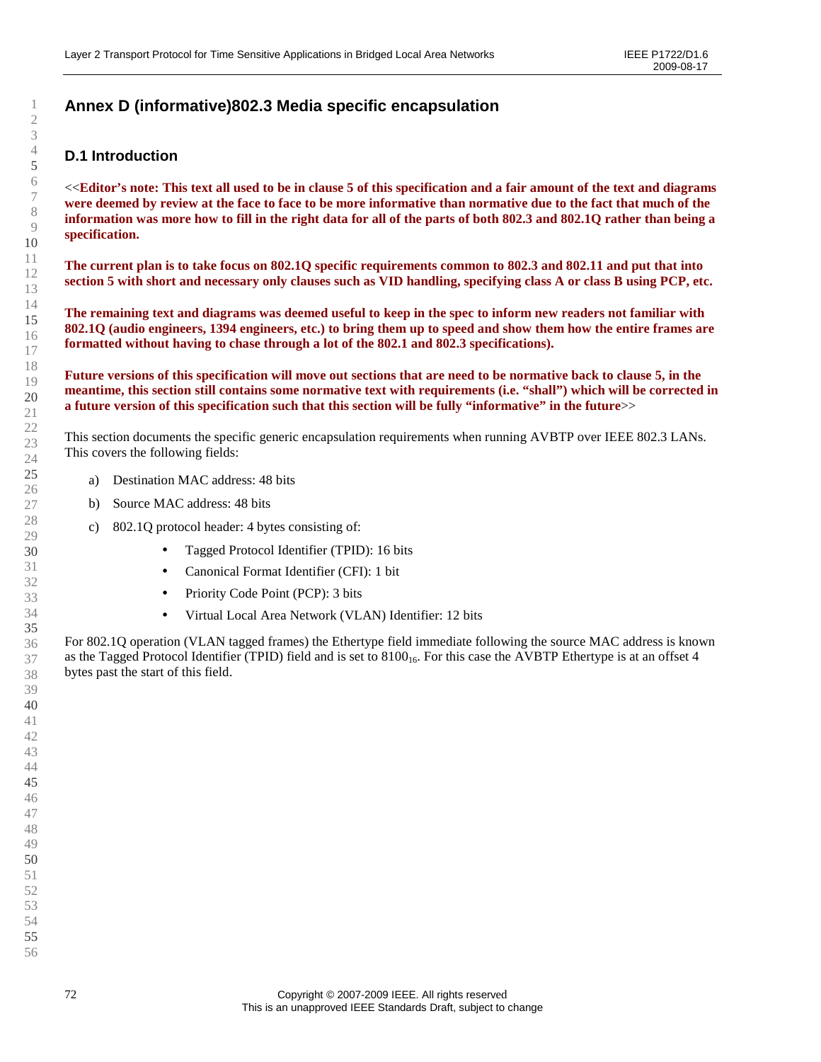# Annex D (informative)802.3 Media specific encapsulation

## D.1 Introduction

<<**Editor's note: This text all used to be in clause 5 of this specification and a fair amount of the text and diagrams were deemed by review at the face to face to be more informative than normative due to the fact that much of the information was more how to fill in the right data for all of the parts of both 802.3 and 802.1Q rather than being a specification.**

**The current plan is to take focus on 802.1Q specific requirements common to 802.3 and 802.11 and put that into section 5 with short and necessary only clauses such as VID handling, specifying class A or class B using PCP, etc.**

**The remaining text and diagrams was deemed useful to keep in the spec to inform new readers not familiar with 802.1Q (audio engineers, 1394 engineers, etc.) to bring them up to speed and show them how the entire frames are formatted without having to chase through a lot of the 802.1 and 802.3 specifications).**

**Future versions of this specification will move out sections that are need to be normative back to clause 5, in the meantime, this section still contains some normative text with requirements (i.e. "shall") which will be corrected in a future version of this specification such that this section will be fully "informative" in the future**>>

This section documents the specific generic encapsulation requirements when running AVBTP over IEEE 802.3 LANs. This covers the following fields:

a) Destination MAC address: 48 bits

b) Source MAC address: 48 bits

c) 802.1Q protocol header: 4 bytes consisting of:

- Tagged Protocol Identifier (TPID): 16 bits
- Canonical Format Identifier (CFI): 1 bit
- Priority Code Point (PCP): 3 bits
- Virtual Local Area Network (VLAN) Identifier: 12 bits

For 802.1Q operation (VLAN tagged frames) the Ethertype field immediate following the source MAC address is known as the Tagged Protocol Identifier (TPID) field and is set to $8100_{16}$. For this case the AVBTP Ethertype is at an offset 4 bytes past the start of this field.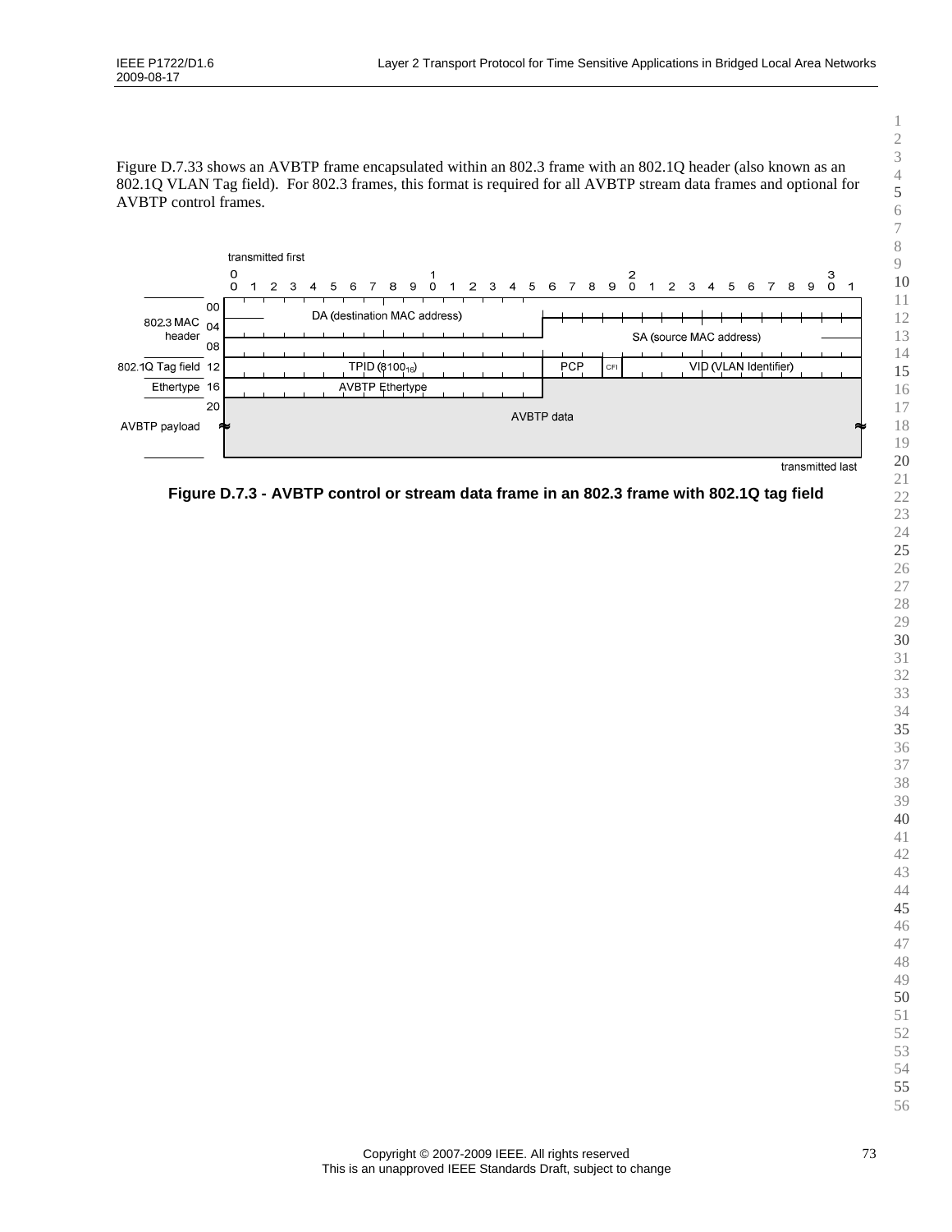Figure D.7.33 shows an AVBTP frame encapsulated within an 802.3 frame with an 802.1Q header (also known as an 802.1Q VLAN Tag field). For 802.3 frames, this format is required for all AVBTP stream data frames and optional for AVBTP control frames.

| | Offset | Bits 0–15 | Bits 16–31 |
|---|---|---|---|
| 802.3 MAC header | 00 | DA (destination MAC address) | DA (destination MAC address) |
| | 04 | DA (destination MAC address) | SA (source MAC address) |
| | 08 | SA (source MAC address) | SA (source MAC address) |
| 802.1Q Tag field | 12 | TPID ($8100_{16}$) | PCP \| CFI \| VID (VLAN Identifier) |
| Ethertype | 16 | AVBTP Ethertype | AVBTP data |
| AVBTP payload | 20 | AVBTP data | AVBTP data |

(transmitted first … transmitted last)

**Figure D.7.3 - AVBTP control or stream data frame in an 802.3 frame with 802.1Q tag field**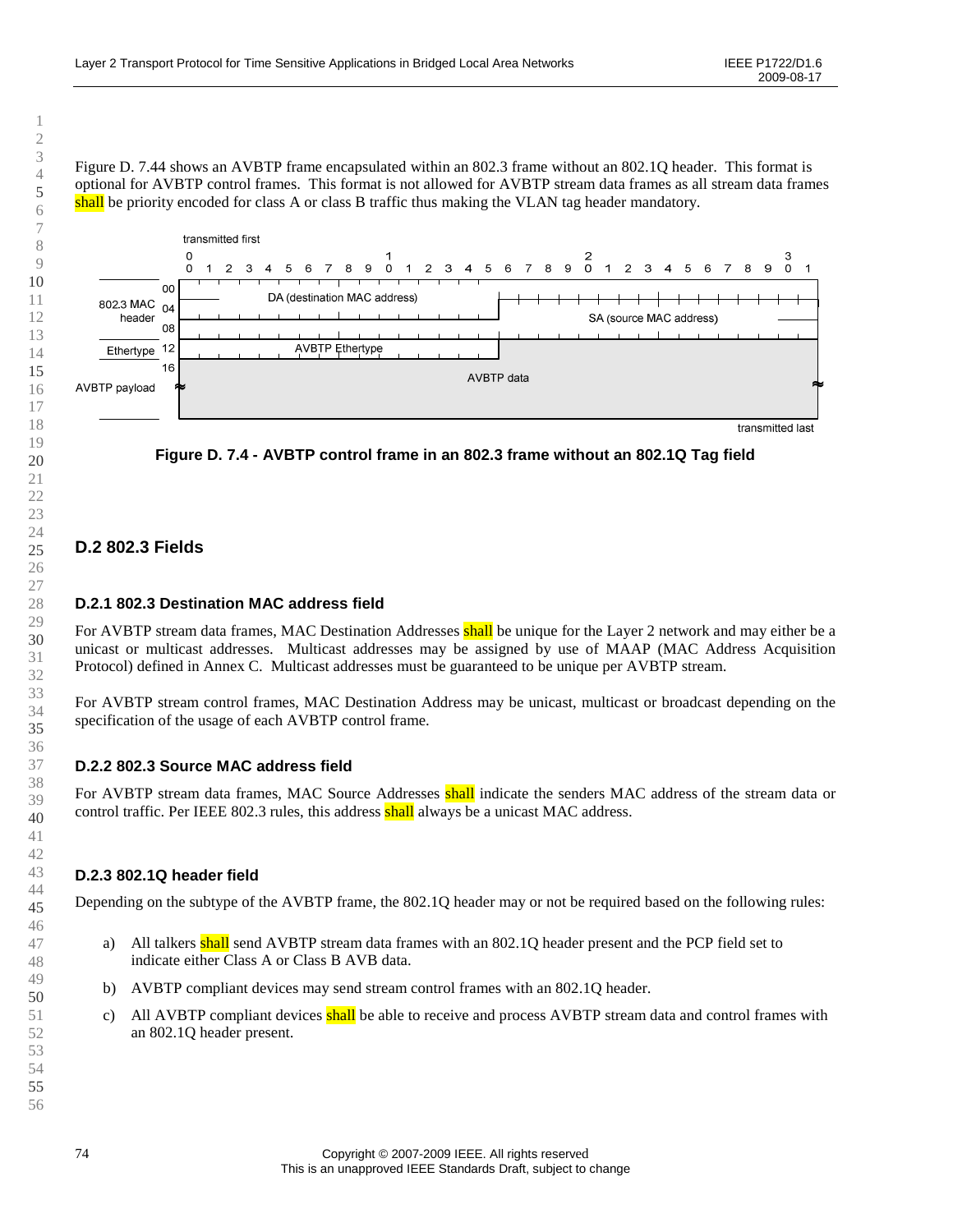Figure D. 7.44 shows an AVBTP frame encapsulated within an 802.3 frame without an 802.1Q header. This format is optional for AVBTP control frames. This format is not allowed for AVBTP stream data frames as all stream data frames shall be priority encoded for class A or class B traffic thus making the VLAN tag header mandatory.

**Figure D. 7.4 - AVBTP control frame in an 802.3 frame without an 802.1Q Tag field**

## D.2 802.3 Fields

### D.2.1 802.3 Destination MAC address field

For AVBTP stream data frames, MAC Destination Addresses shall be unique for the Layer 2 network and may either be a unicast or multicast addresses. Multicast addresses may be assigned by use of MAAP (MAC Address Acquisition Protocol) defined in Annex C. Multicast addresses must be guaranteed to be unique per AVBTP stream.

For AVBTP stream control frames, MAC Destination Address may be unicast, multicast or broadcast depending on the specification of the usage of each AVBTP control frame.

### D.2.2 802.3 Source MAC address field

For AVBTP stream data frames, MAC Source Addresses shall indicate the senders MAC address of the stream data or control traffic. Per IEEE 802.3 rules, this address shall always be a unicast MAC address.

### D.2.3 802.1Q header field

Depending on the subtype of the AVBTP frame, the 802.1Q header may or not be required based on the following rules:

a) All talkers shall send AVBTP stream data frames with an 802.1Q header present and the PCP field set to indicate either Class A or Class B AVB data.

b) AVBTP compliant devices may send stream control frames with an 802.1Q header.

c) All AVBTP compliant devices shall be able to receive and process AVBTP stream data and control frames with an 802.1Q header present.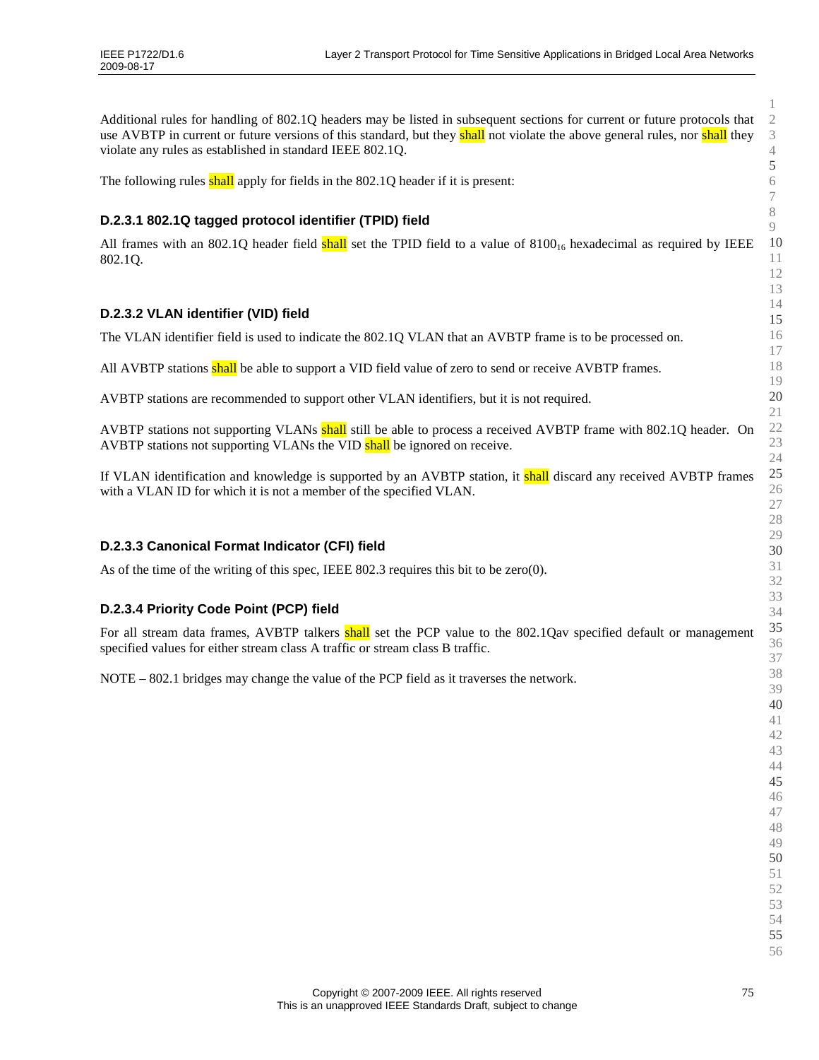Additional rules for handling of 802.1Q headers may be listed in subsequent sections for current or future protocols that use AVBTP in current or future versions of this standard, but they shall not violate the above general rules, nor shall they violate any rules as established in standard IEEE 802.1Q.

The following rules shall apply for fields in the 802.1Q header if it is present:

### D.2.3.1 802.1Q tagged protocol identifier (TPID) field

All frames with an 802.1Q header field shall set the TPID field to a value of $8100_{16}$ hexadecimal as required by IEEE 802.1Q.

### D.2.3.2 VLAN identifier (VID) field

The VLAN identifier field is used to indicate the 802.1Q VLAN that an AVBTP frame is to be processed on.

All AVBTP stations shall be able to support a VID field value of zero to send or receive AVBTP frames.

AVBTP stations are recommended to support other VLAN identifiers, but it is not required.

AVBTP stations not supporting VLANs shall still be able to process a received AVBTP frame with 802.1Q header. On AVBTP stations not supporting VLANs the VID shall be ignored on receive.

If VLAN identification and knowledge is supported by an AVBTP station, it shall discard any received AVBTP frames with a VLAN ID for which it is not a member of the specified VLAN.

### D.2.3.3 Canonical Format Indicator (CFI) field

As of the time of the writing of this spec, IEEE 802.3 requires this bit to be zero(0).

### D.2.3.4 Priority Code Point (PCP) field

For all stream data frames, AVBTP talkers shall set the PCP value to the 802.1Qav specified default or management specified values for either stream class A traffic or stream class B traffic.

NOTE – 802.1 bridges may change the value of the PCP field as it traverses the network.